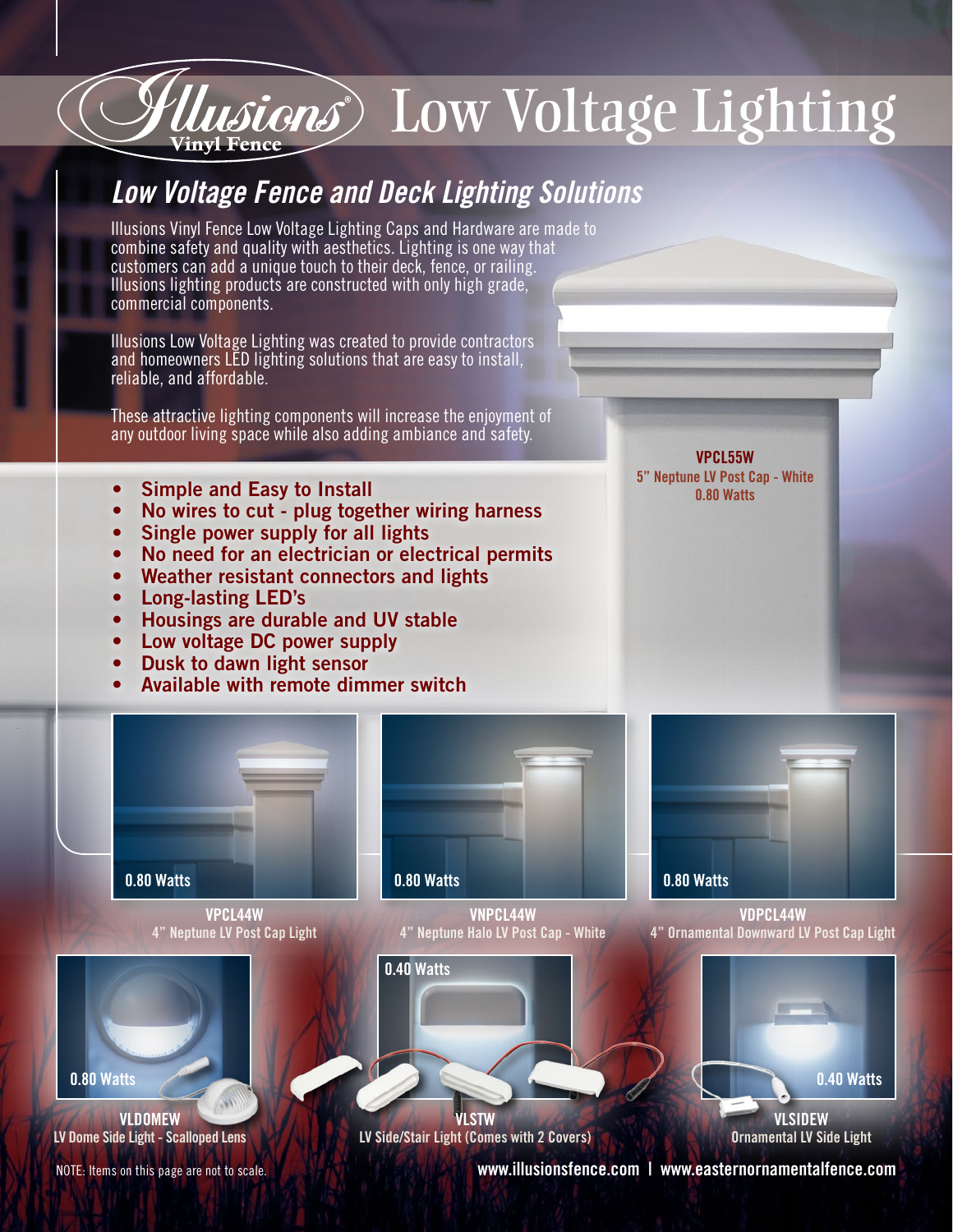# Illusions Vinyl Fence Low Voltage Lighting

## *Low Voltage Fence and Deck Lighting Solutions*

Illusions Vinyl Fence Low Voltage Lighting Caps and Hardware are made to combine safety and quality with aesthetics. Lighting is one way that customers can add a unique touch to their deck, fence, or railing. Illusions lighting products are constructed with only high grade, commercial components.

Illusions Low Voltage Lighting was created to provide contractors and homeowners LED lighting solutions that are easy to install, reliable, and affordable.

These attractive lighting components will increase the enjoyment of any outdoor living space while also adding ambiance and safety.

- **Simple and Easy to Install**
- **No wires to cut - plug together wiring harness**
- **Single power supply for all lights**
- **No need for an electrician or electrical permits**
- **Weather resistant connectors and lights**
- **Long-lasting LED's**
- **Housings are durable and UV stable**
- **Low voltage DC power supply**
- **Dusk to dawn light sensor**
- **Available with remote dimmer switch**

**VPCL55W**
5" Neptune LV Post Cap - White
0.80 Watts

0.80 Watts
**VPCL44W**
4" Neptune LV Post Cap Light

0.80 Watts
**VNPCL44W**
4" Neptune Halo LV Post Cap - White

0.80 Watts
**VDPCL44W**
4" Ornamental Downward LV Post Cap Light

0.80 Watts
**VLDOMEW**
LV Dome Side Light - Scalloped Lens

0.40 Watts
**VLSTW**
LV Side/Stair Light (Comes with 2 Covers)

0.40 Watts
**VLSIDEW**
Ornamental LV Side Light

NOTE: Items on this page are not to scale.

www.illusionsfence.com | www.easternornamentalfence.com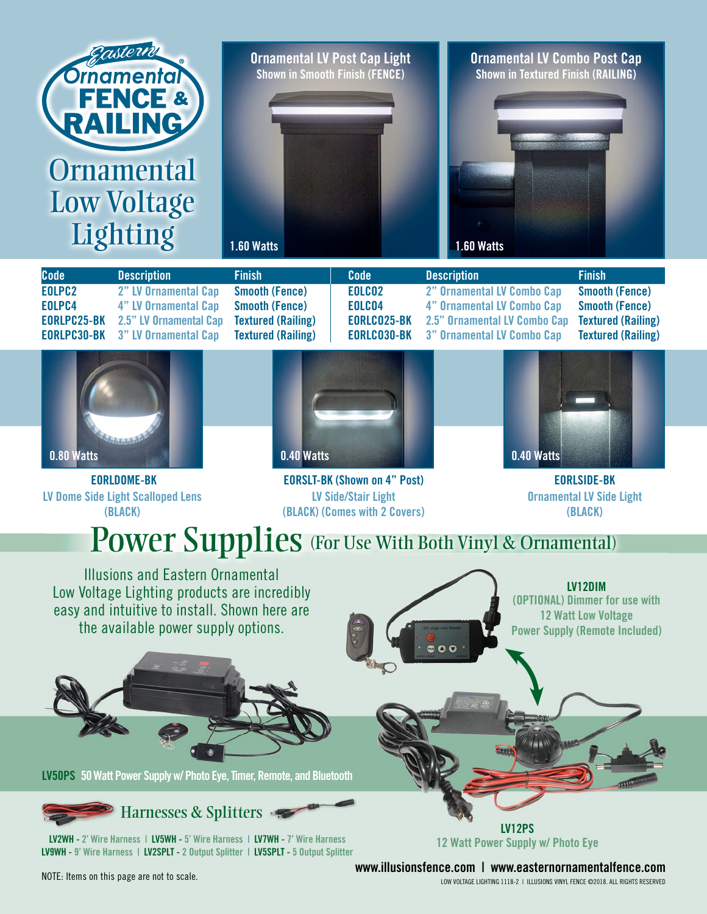Eastern Ornamental FENCE & RAILING

# Ornamental Low Voltage Lighting

**Ornamental LV Post Cap Light**
Shown in Smooth Finish (FENCE)

1.60 Watts

**Ornamental LV Combo Post Cap**
Shown in Textured Finish (RAILING)

1.60 Watts

| Code | Description | Finish | Code | Description | Finish |
|---|---|---|---|---|---|
| EOLPC2 | 2" LV Ornamental Cap | Smooth (Fence) | EOLCO2 | 2" Ornamental LV Combo Cap | Smooth (Fence) |
| EOLPC4 | 4" LV Ornamental Cap | Smooth (Fence) | EOLCO4 | 4" Ornamental LV Combo Cap | Smooth (Fence) |
| EORLPC25-BK | 2.5" LV Ornamental Cap | Textured (Railing) | EORLCO25-BK | 2.5" Ornamental LV Combo Cap | Textured (Railing) |
| EORLPC30-BK | 3" LV Ornamental Cap | Textured (Railing) | EORLCO30-BK | 3" Ornamental LV Combo Cap | Textured (Railing) |

0.80 Watts

**EORLDOME-BK**
LV Dome Side Light Scalloped Lens
(BLACK)

0.40 Watts

**EORSLT-BK (Shown on 4" Post)**
LV Side/Stair Light
(BLACK) (Comes with 2 Covers)

0.40 Watts

**EORLSIDE-BK**
Ornamental LV Side Light
(BLACK)

# Power Supplies (For Use With Both Vinyl & Ornamental)

Illusions and Eastern Ornamental Low Voltage Lighting products are incredibly easy and intuitive to install. Shown here are the available power supply options.

**LV12DIM**
(OPTIONAL) Dimmer for use with 12 Watt Low Voltage Power Supply (Remote Included)

**LV50PS** 50 Watt Power Supply w/ Photo Eye, Timer, Remote, and Bluetooth

**LV12PS**
12 Watt Power Supply w/ Photo Eye

## Harnesses & Splitters

**LV2WH** - 2' Wire Harness | **LV5WH** - 5' Wire Harness | **LV7WH** - 7' Wire Harness
**LV9WH** - 9' Wire Harness | **LV2SPLT** - 2 Output Splitter | **LV5SPLT** - 5 Output Splitter

NOTE: Items on this page are not to scale.

**www.illusionsfence.com | www.easternornamentalfence.com**

LOW VOLTAGE LIGHTING 1118-2 | ILLUSIONS VINYL FENCE ©2018. ALL RIGHTS RESERVED